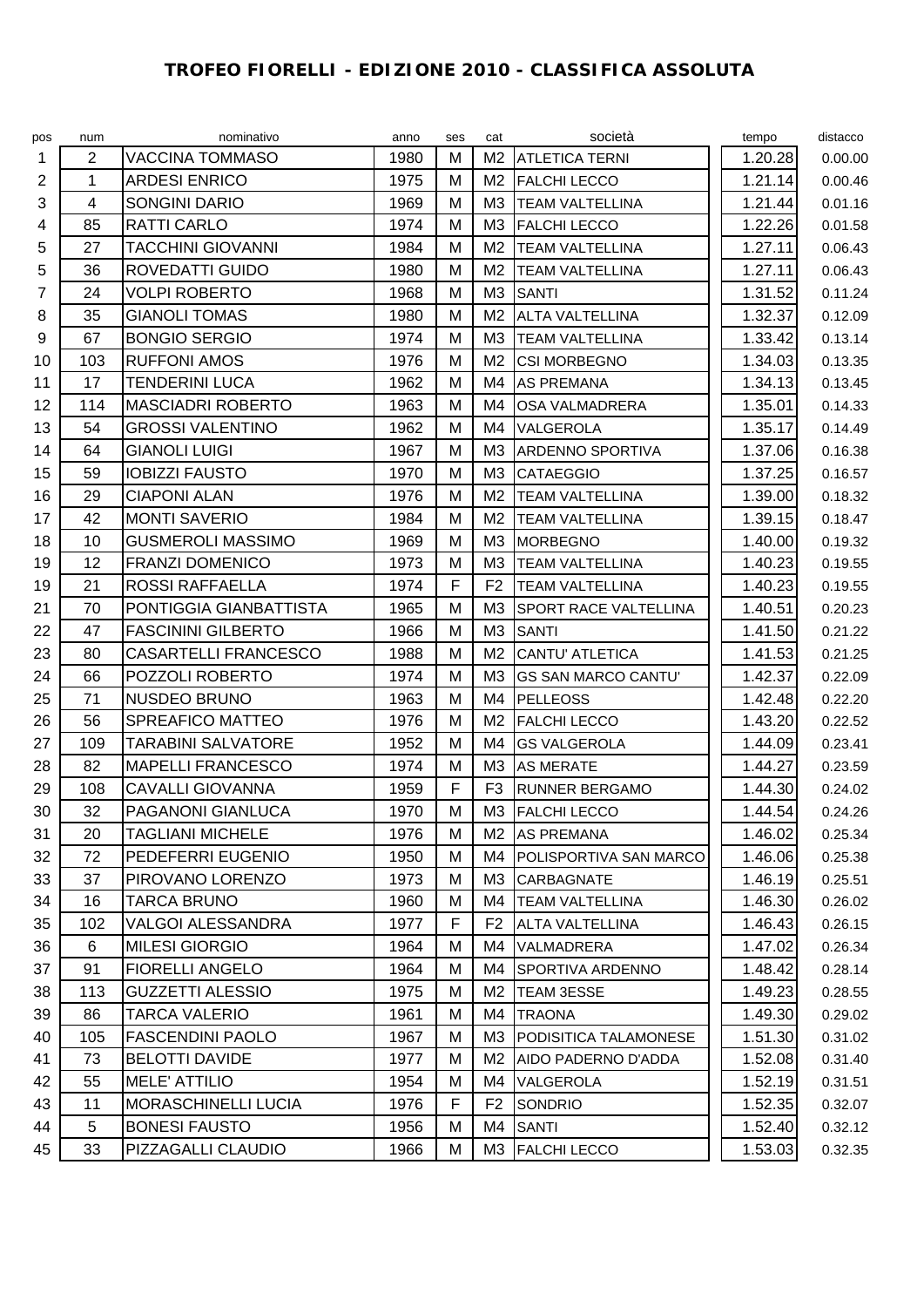# TROFEO FIORELLI - EDIZIONE 2010 - CLASSIFICA ASSOLUTA

| pos | num | nominativo | anno | ses | cat | società | tempo | distacco |
|---|---|---|---|---|---|---|---|---|
| 1 | 2 | VACCINA TOMMASO | 1980 | M | M2 | ATLETICA TERNI | 1.20.28 | 0.00.00 |
| 2 | 1 | ARDESI ENRICO | 1975 | M | M2 | FALCHI LECCO | 1.21.14 | 0.00.46 |
| 3 | 4 | SONGINI DARIO | 1969 | M | M3 | TEAM VALTELLINA | 1.21.44 | 0.01.16 |
| 4 | 85 | RATTI CARLO | 1974 | M | M3 | FALCHI LECCO | 1.22.26 | 0.01.58 |
| 5 | 27 | TACCHINI GIOVANNI | 1984 | M | M2 | TEAM VALTELLINA | 1.27.11 | 0.06.43 |
| 5 | 36 | ROVEDATTI GUIDO | 1980 | M | M2 | TEAM VALTELLINA | 1.27.11 | 0.06.43 |
| 7 | 24 | VOLPI ROBERTO | 1968 | M | M3 | SANTI | 1.31.52 | 0.11.24 |
| 8 | 35 | GIANOLI TOMAS | 1980 | M | M2 | ALTA VALTELLINA | 1.32.37 | 0.12.09 |
| 9 | 67 | BONGIO SERGIO | 1974 | M | M3 | TEAM VALTELLINA | 1.33.42 | 0.13.14 |
| 10 | 103 | RUFFONI AMOS | 1976 | M | M2 | CSI MORBEGNO | 1.34.03 | 0.13.35 |
| 11 | 17 | TENDERINI LUCA | 1962 | M | M4 | AS PREMANA | 1.34.13 | 0.13.45 |
| 12 | 114 | MASCIADRI ROBERTO | 1963 | M | M4 | OSA VALMADRERA | 1.35.01 | 0.14.33 |
| 13 | 54 | GROSSI VALENTINO | 1962 | M | M4 | VALGEROLA | 1.35.17 | 0.14.49 |
| 14 | 64 | GIANOLI LUIGI | 1967 | M | M3 | ARDENNO SPORTIVA | 1.37.06 | 0.16.38 |
| 15 | 59 | IOBIZZI FAUSTO | 1970 | M | M3 | CATAEGGIO | 1.37.25 | 0.16.57 |
| 16 | 29 | CIAPONI ALAN | 1976 | M | M2 | TEAM VALTELLINA | 1.39.00 | 0.18.32 |
| 17 | 42 | MONTI SAVERIO | 1984 | M | M2 | TEAM VALTELLINA | 1.39.15 | 0.18.47 |
| 18 | 10 | GUSMEROLI MASSIMO | 1969 | M | M3 | MORBEGNO | 1.40.00 | 0.19.32 |
| 19 | 12 | FRANZI DOMENICO | 1973 | M | M3 | TEAM VALTELLINA | 1.40.23 | 0.19.55 |
| 19 | 21 | ROSSI RAFFAELLA | 1974 | F | F2 | TEAM VALTELLINA | 1.40.23 | 0.19.55 |
| 21 | 70 | PONTIGGIA GIANBATTISTA | 1965 | M | M3 | SPORT RACE VALTELLINA | 1.40.51 | 0.20.23 |
| 22 | 47 | FASCININI GILBERTO | 1966 | M | M3 | SANTI | 1.41.50 | 0.21.22 |
| 23 | 80 | CASARTELLI FRANCESCO | 1988 | M | M2 | CANTU' ATLETICA | 1.41.53 | 0.21.25 |
| 24 | 66 | POZZOLI ROBERTO | 1974 | M | M3 | GS SAN MARCO CANTU' | 1.42.37 | 0.22.09 |
| 25 | 71 | NUSDEO BRUNO | 1963 | M | M4 | PELLEOSS | 1.42.48 | 0.22.20 |
| 26 | 56 | SPREAFICO MATTEO | 1976 | M | M2 | FALCHI LECCO | 1.43.20 | 0.22.52 |
| 27 | 109 | TARABINI SALVATORE | 1952 | M | M4 | GS VALGEROLA | 1.44.09 | 0.23.41 |
| 28 | 82 | MAPELLI FRANCESCO | 1974 | M | M3 | AS MERATE | 1.44.27 | 0.23.59 |
| 29 | 108 | CAVALLI GIOVANNA | 1959 | F | F3 | RUNNER BERGAMO | 1.44.30 | 0.24.02 |
| 30 | 32 | PAGANONI GIANLUCA | 1970 | M | M3 | FALCHI LECCO | 1.44.54 | 0.24.26 |
| 31 | 20 | TAGLIANI MICHELE | 1976 | M | M2 | AS PREMANA | 1.46.02 | 0.25.34 |
| 32 | 72 | PEDEFERRI EUGENIO | 1950 | M | M4 | POLISPORTIVA SAN MARCO | 1.46.06 | 0.25.38 |
| 33 | 37 | PIROVANO LORENZO | 1973 | M | M3 | CARBAGNATE | 1.46.19 | 0.25.51 |
| 34 | 16 | TARCA BRUNO | 1960 | M | M4 | TEAM VALTELLINA | 1.46.30 | 0.26.02 |
| 35 | 102 | VALGOI ALESSANDRA | 1977 | F | F2 | ALTA VALTELLINA | 1.46.43 | 0.26.15 |
| 36 | 6 | MILESI GIORGIO | 1964 | M | M4 | VALMADRERA | 1.47.02 | 0.26.34 |
| 37 | 91 | FIORELLI ANGELO | 1964 | M | M4 | SPORTIVA ARDENNO | 1.48.42 | 0.28.14 |
| 38 | 113 | GUZZETTI ALESSIO | 1975 | M | M2 | TEAM 3ESSE | 1.49.23 | 0.28.55 |
| 39 | 86 | TARCA VALERIO | 1961 | M | M4 | TRAONA | 1.49.30 | 0.29.02 |
| 40 | 105 | FASCENDINI PAOLO | 1967 | M | M3 | PODISITICA TALAMONESE | 1.51.30 | 0.31.02 |
| 41 | 73 | BELOTTI DAVIDE | 1977 | M | M2 | AIDO PADERNO D'ADDA | 1.52.08 | 0.31.40 |
| 42 | 55 | MELE' ATTILIO | 1954 | M | M4 | VALGEROLA | 1.52.19 | 0.31.51 |
| 43 | 11 | MORASCHINELLI LUCIA | 1976 | F | F2 | SONDRIO | 1.52.35 | 0.32.07 |
| 44 | 5 | BONESI FAUSTO | 1956 | M | M4 | SANTI | 1.52.40 | 0.32.12 |
| 45 | 33 | PIZZAGALLI CLAUDIO | 1966 | M | M3 | FALCHI LECCO | 1.53.03 | 0.32.35 |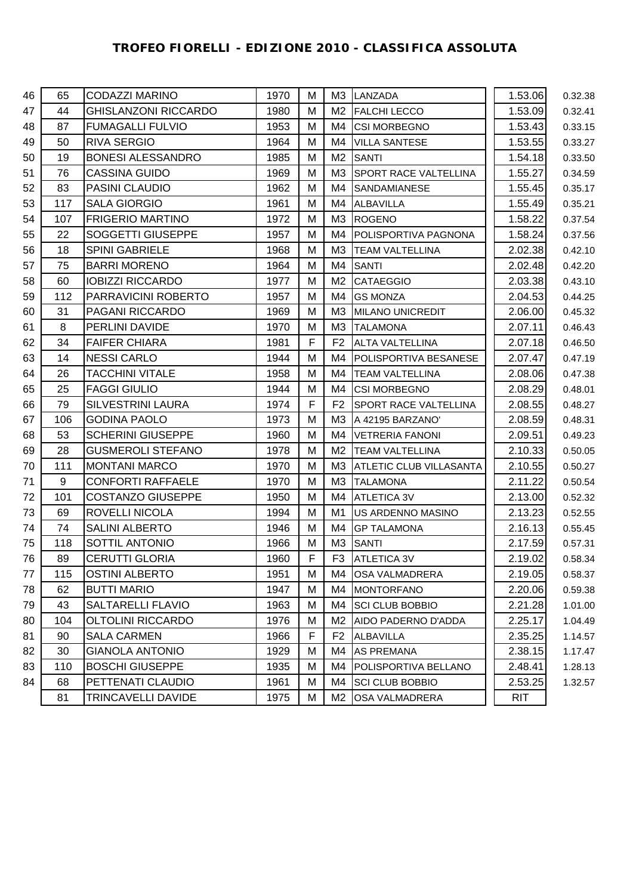## TROFEO FIORELLI - EDIZIONE 2010 - CLASSIFICA ASSOLUTA

| | | | | | | | | |
|---|---|---|---|---|---|---|---|---|
| 46 | 65 | CODAZZI MARINO | 1970 | M | M3 | LANZADA | 1.53.06 | 0.32.38 |
| 47 | 44 | GHISLANZONI RICCARDO | 1980 | M | M2 | FALCHI LECCO | 1.53.09 | 0.32.41 |
| 48 | 87 | FUMAGALLI FULVIO | 1953 | M | M4 | CSI MORBEGNO | 1.53.43 | 0.33.15 |
| 49 | 50 | RIVA SERGIO | 1964 | M | M4 | VILLA SANTESE | 1.53.55 | 0.33.27 |
| 50 | 19 | BONESI ALESSANDRO | 1985 | M | M2 | SANTI | 1.54.18 | 0.33.50 |
| 51 | 76 | CASSINA GUIDO | 1969 | M | M3 | SPORT RACE VALTELLINA | 1.55.27 | 0.34.59 |
| 52 | 83 | PASINI CLAUDIO | 1962 | M | M4 | SANDAMIANESE | 1.55.45 | 0.35.17 |
| 53 | 117 | SALA GIORGIO | 1961 | M | M4 | ALBAVILLA | 1.55.49 | 0.35.21 |
| 54 | 107 | FRIGERIO MARTINO | 1972 | M | M3 | ROGENO | 1.58.22 | 0.37.54 |
| 55 | 22 | SOGGETTI GIUSEPPE | 1957 | M | M4 | POLISPORTIVA PAGNONA | 1.58.24 | 0.37.56 |
| 56 | 18 | SPINI GABRIELE | 1968 | M | M3 | TEAM VALTELLINA | 2.02.38 | 0.42.10 |
| 57 | 75 | BARRI MORENO | 1964 | M | M4 | SANTI | 2.02.48 | 0.42.20 |
| 58 | 60 | IOBIZZI RICCARDO | 1977 | M | M2 | CATAEGGIO | 2.03.38 | 0.43.10 |
| 59 | 112 | PARRAVICINI ROBERTO | 1957 | M | M4 | GS MONZA | 2.04.53 | 0.44.25 |
| 60 | 31 | PAGANI RICCARDO | 1969 | M | M3 | MILANO UNICREDIT | 2.06.00 | 0.45.32 |
| 61 | 8 | PERLINI DAVIDE | 1970 | M | M3 | TALAMONA | 2.07.11 | 0.46.43 |
| 62 | 34 | FAIFER CHIARA | 1981 | F | F2 | ALTA VALTELLINA | 2.07.18 | 0.46.50 |
| 63 | 14 | NESSI CARLO | 1944 | M | M4 | POLISPORTIVA BESANESE | 2.07.47 | 0.47.19 |
| 64 | 26 | TACCHINI VITALE | 1958 | M | M4 | TEAM VALTELLINA | 2.08.06 | 0.47.38 |
| 65 | 25 | FAGGI GIULIO | 1944 | M | M4 | CSI MORBEGNO | 2.08.29 | 0.48.01 |
| 66 | 79 | SILVESTRINI LAURA | 1974 | F | F2 | SPORT RACE VALTELLINA | 2.08.55 | 0.48.27 |
| 67 | 106 | GODINA PAOLO | 1973 | M | M3 | A 42195 BARZANO' | 2.08.59 | 0.48.31 |
| 68 | 53 | SCHERINI GIUSEPPE | 1960 | M | M4 | VETRERIA FANONI | 2.09.51 | 0.49.23 |
| 69 | 28 | GUSMEROLI STEFANO | 1978 | M | M2 | TEAM VALTELLINA | 2.10.33 | 0.50.05 |
| 70 | 111 | MONTANI MARCO | 1970 | M | M3 | ATLETIC CLUB VILLASANTA | 2.10.55 | 0.50.27 |
| 71 | 9 | CONFORTI RAFFAELE | 1970 | M | M3 | TALAMONA | 2.11.22 | 0.50.54 |
| 72 | 101 | COSTANZO GIUSEPPE | 1950 | M | M4 | ATLETICA 3V | 2.13.00 | 0.52.32 |
| 73 | 69 | ROVELLI NICOLA | 1994 | M | M1 | US ARDENNO MASINO | 2.13.23 | 0.52.55 |
| 74 | 74 | SALINI ALBERTO | 1946 | M | M4 | GP TALAMONA | 2.16.13 | 0.55.45 |
| 75 | 118 | SOTTIL ANTONIO | 1966 | M | M3 | SANTI | 2.17.59 | 0.57.31 |
| 76 | 89 | CERUTTI GLORIA | 1960 | F | F3 | ATLETICA 3V | 2.19.02 | 0.58.34 |
| 77 | 115 | OSTINI ALBERTO | 1951 | M | M4 | OSA VALMADRERA | 2.19.05 | 0.58.37 |
| 78 | 62 | BUTTI MARIO | 1947 | M | M4 | MONTORFANO | 2.20.06 | 0.59.38 |
| 79 | 43 | SALTARELLI FLAVIO | 1963 | M | M4 | SCI CLUB BOBBIO | 2.21.28 | 1.01.00 |
| 80 | 104 | OLTOLINI RICCARDO | 1976 | M | M2 | AIDO PADERNO D'ADDA | 2.25.17 | 1.04.49 |
| 81 | 90 | SALA CARMEN | 1966 | F | F2 | ALBAVILLA | 2.35.25 | 1.14.57 |
| 82 | 30 | GIANOLA ANTONIO | 1929 | M | M4 | AS PREMANA | 2.38.15 | 1.17.47 |
| 83 | 110 | BOSCHI GIUSEPPE | 1935 | M | M4 | POLISPORTIVA BELLANO | 2.48.41 | 1.28.13 |
| 84 | 68 | PETTENATI CLAUDIO | 1961 | M | M4 | SCI CLUB BOBBIO | 2.53.25 | 1.32.57 |
| | 81 | TRINCAVELLI DAVIDE | 1975 | M | M2 | OSA VALMADRERA | RIT | |